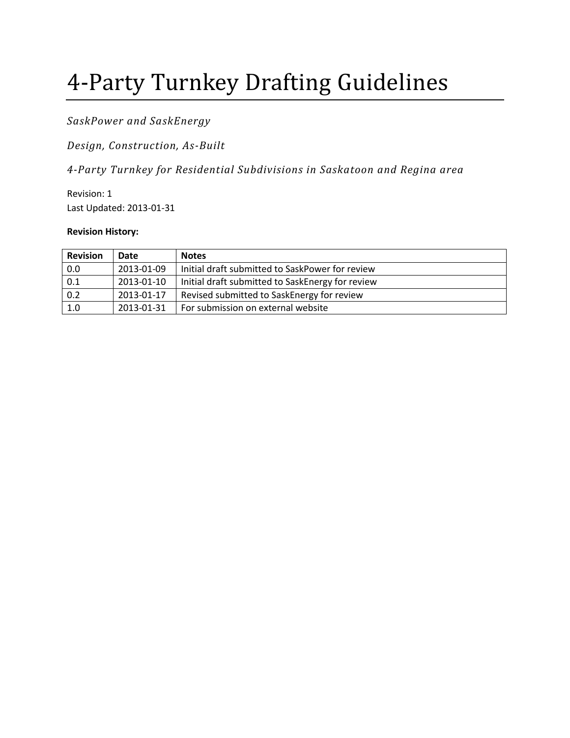# 4-Party Turnkey Drafting Guidelines

*SaskPower and SaskEnergy*

*Design, Construction, As-Built*

*4-Party Turnkey for Residential Subdivisions in Saskatoon and Regina area*

Revision: 1
Last Updated: 2013-01-31

**Revision History:**

| **Revision** | **Date** | **Notes** |
|---|---|---|
| 0.0 | 2013-01-09 | Initial draft submitted to SaskPower for review |
| 0.1 | 2013-01-10 | Initial draft submitted to SaskEnergy for review |
| 0.2 | 2013-01-17 | Revised submitted to SaskEnergy for review |
| 1.0 | 2013-01-31 | For submission on external website |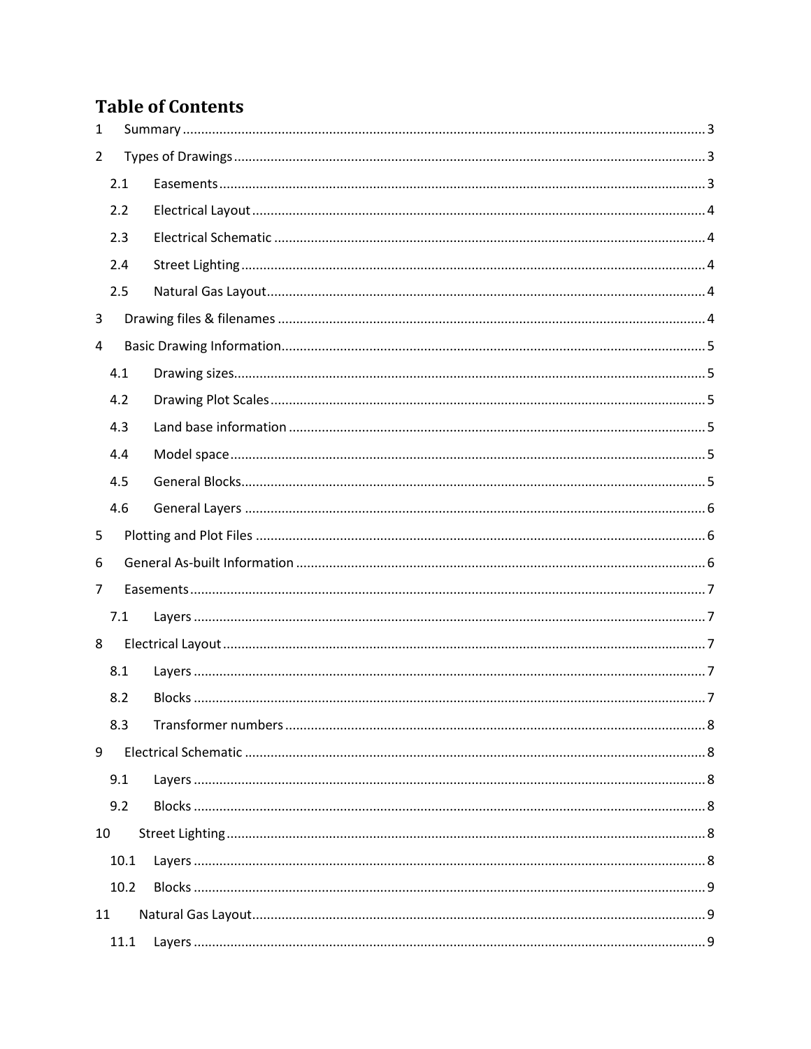# Table of Contents

1 Summary ..... 3

2 Types of Drawings ..... 3

- 2.1 Easements ..... 3
- 2.2 Electrical Layout ..... 4
- 2.3 Electrical Schematic ..... 4
- 2.4 Street Lighting ..... 4
- 2.5 Natural Gas Layout ..... 4

3 Drawing files & filenames ..... 4

4 Basic Drawing Information ..... 5

- 4.1 Drawing sizes ..... 5
- 4.2 Drawing Plot Scales ..... 5
- 4.3 Land base information ..... 5
- 4.4 Model space ..... 5
- 4.5 General Blocks ..... 5
- 4.6 General Layers ..... 6

5 Plotting and Plot Files ..... 6

6 General As-built Information ..... 6

7 Easements ..... 7

- 7.1 Layers ..... 7

8 Electrical Layout ..... 7

- 8.1 Layers ..... 7
- 8.2 Blocks ..... 7
- 8.3 Transformer numbers ..... 8

9 Electrical Schematic ..... 8

- 9.1 Layers ..... 8
- 9.2 Blocks ..... 8

10 Street Lighting ..... 8

- 10.1 Layers ..... 8
- 10.2 Blocks ..... 9

11 Natural Gas Layout ..... 9

- 11.1 Layers ..... 9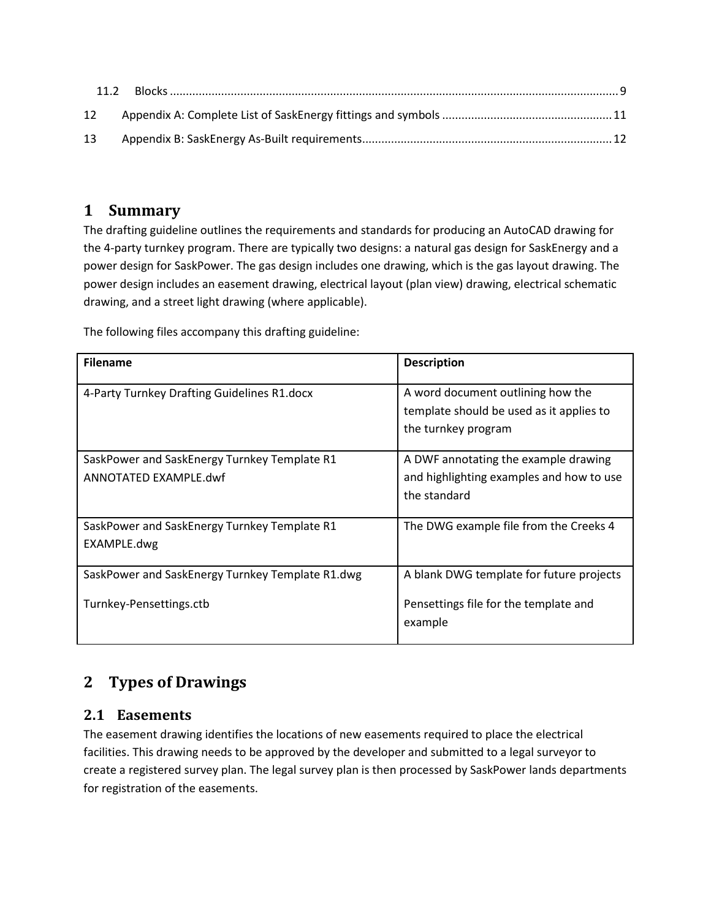11.2 Blocks ........................................................................................................................................... 9

12 Appendix A: Complete List of SaskEnergy fittings and symbols ..................................................... 11

13 Appendix B: SaskEnergy As-Built requirements............................................................................. 12

# 1 Summary

The drafting guideline outlines the requirements and standards for producing an AutoCAD drawing for the 4-party turnkey program. There are typically two designs: a natural gas design for SaskEnergy and a power design for SaskPower. The gas design includes one drawing, which is the gas layout drawing. The power design includes an easement drawing, electrical layout (plan view) drawing, electrical schematic drawing, and a street light drawing (where applicable).

The following files accompany this drafting guideline:

| Filename | Description |
| --- | --- |
| 4-Party Turnkey Drafting Guidelines R1.docx | A word document outlining how the template should be used as it applies to the turnkey program |
| SaskPower and SaskEnergy Turnkey Template R1 ANNOTATED EXAMPLE.dwf | A DWF annotating the example drawing and highlighting examples and how to use the standard |
| SaskPower and SaskEnergy Turnkey Template R1 EXAMPLE.dwg | The DWG example file from the Creeks 4 |
| SaskPower and SaskEnergy Turnkey Template R1.dwg<br><br>Turnkey-Pensettings.ctb | A blank DWG template for future projects<br><br>Pensettings file for the template and example |

# 2 Types of Drawings

## 2.1 Easements

The easement drawing identifies the locations of new easements required to place the electrical facilities. This drawing needs to be approved by the developer and submitted to a legal surveyor to create a registered survey plan. The legal survey plan is then processed by SaskPower lands departments for registration of the easements.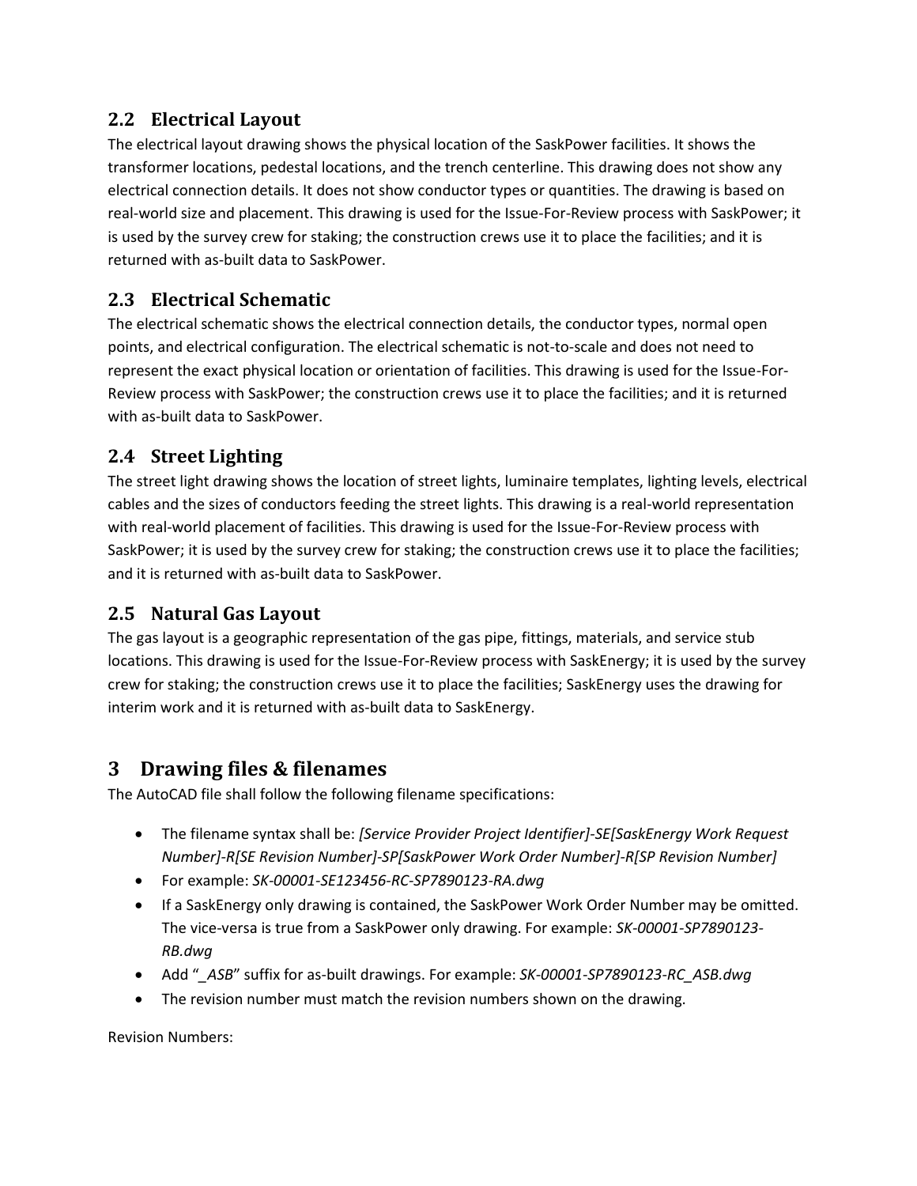### 2.2 Electrical Layout

The electrical layout drawing shows the physical location of the SaskPower facilities. It shows the transformer locations, pedestal locations, and the trench centerline. This drawing does not show any electrical connection details. It does not show conductor types or quantities. The drawing is based on real-world size and placement. This drawing is used for the Issue-For-Review process with SaskPower; it is used by the survey crew for staking; the construction crews use it to place the facilities; and it is returned with as-built data to SaskPower.

### 2.3 Electrical Schematic

The electrical schematic shows the electrical connection details, the conductor types, normal open points, and electrical configuration. The electrical schematic is not-to-scale and does not need to represent the exact physical location or orientation of facilities. This drawing is used for the Issue-For-Review process with SaskPower; the construction crews use it to place the facilities; and it is returned with as-built data to SaskPower.

### 2.4 Street Lighting

The street light drawing shows the location of street lights, luminaire templates, lighting levels, electrical cables and the sizes of conductors feeding the street lights. This drawing is a real-world representation with real-world placement of facilities. This drawing is used for the Issue-For-Review process with SaskPower; it is used by the survey crew for staking; the construction crews use it to place the facilities; and it is returned with as-built data to SaskPower.

### 2.5 Natural Gas Layout

The gas layout is a geographic representation of the gas pipe, fittings, materials, and service stub locations. This drawing is used for the Issue-For-Review process with SaskEnergy; it is used by the survey crew for staking; the construction crews use it to place the facilities; SaskEnergy uses the drawing for interim work and it is returned with as-built data to SaskEnergy.

## 3 Drawing files & filenames

The AutoCAD file shall follow the following filename specifications:

- The filename syntax shall be: *[Service Provider Project Identifier]-SE[SaskEnergy Work Request Number]-R[SE Revision Number]-SP[SaskPower Work Order Number]-R[SP Revision Number]*
- For example: *SK-00001-SE123456-RC-SP7890123-RA.dwg*
- If a SaskEnergy only drawing is contained, the SaskPower Work Order Number may be omitted. The vice-versa is true from a SaskPower only drawing. For example: *SK-00001-SP7890123-RB.dwg*
- Add "*_ASB*" suffix for as-built drawings. For example: *SK-00001-SP7890123-RC_ASB.dwg*
- The revision number must match the revision numbers shown on the drawing.

Revision Numbers: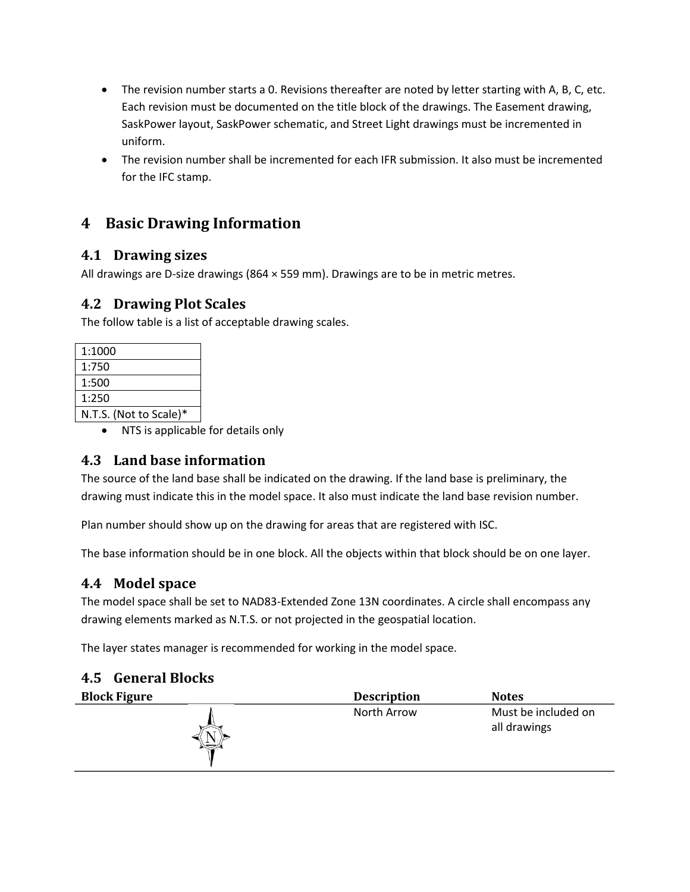- The revision number starts a 0. Revisions thereafter are noted by letter starting with A, B, C, etc. Each revision must be documented on the title block of the drawings. The Easement drawing, SaskPower layout, SaskPower schematic, and Street Light drawings must be incremented in uniform.
- The revision number shall be incremented for each IFR submission. It also must be incremented for the IFC stamp.

# 4 Basic Drawing Information

## 4.1 Drawing sizes

All drawings are D-size drawings (864 × 559 mm). Drawings are to be in metric metres.

## 4.2 Drawing Plot Scales

The follow table is a list of acceptable drawing scales.

| 1:1000 |
|---|
| 1:750 |
| 1:500 |
| 1:250 |
| N.T.S. (Not to Scale)* |

- NTS is applicable for details only

## 4.3 Land base information

The source of the land base shall be indicated on the drawing. If the land base is preliminary, the drawing must indicate this in the model space. It also must indicate the land base revision number.

Plan number should show up on the drawing for areas that are registered with ISC.

The base information should be in one block. All the objects within that block should be on one layer.

## 4.4 Model space

The model space shall be set to NAD83-Extended Zone 13N coordinates. A circle shall encompass any drawing elements marked as N.T.S. or not projected in the geospatial location.

The layer states manager is recommended for working in the model space.

## 4.5 General Blocks

| Block Figure | Description | Notes |
|---|---|---|
| | North Arrow | Must be included on all drawings |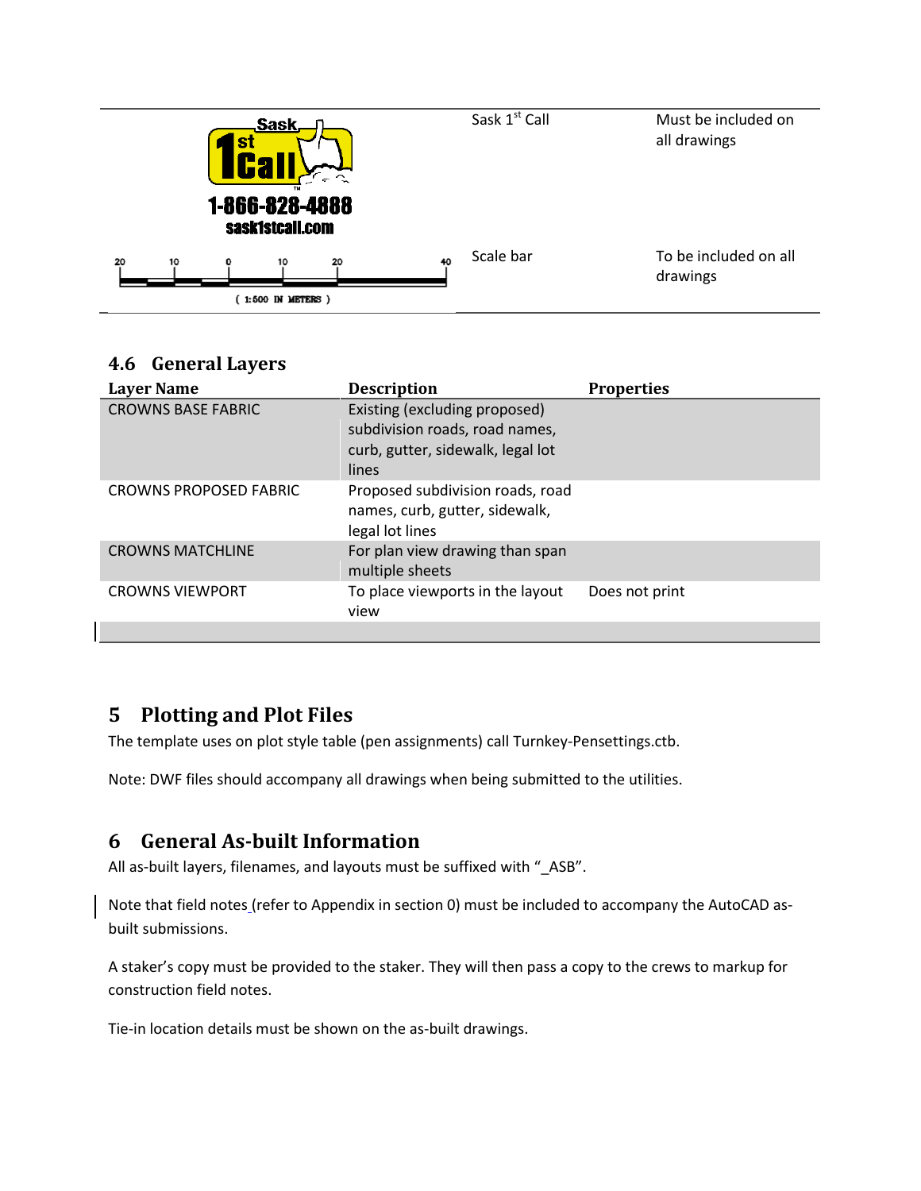| | | |
|---|---|---|
| Sask 1st Call 1-866-828-4888 sask1stcall.com | Sask 1st Call | Must be included on all drawings |
| 20 10 0 10 20 40 ( 1:500 IN METERS ) | Scale bar | To be included on all drawings |

### 4.6 General Layers

| Layer Name | Description | Properties |
|---|---|---|
| CROWNS BASE FABRIC | Existing (excluding proposed) subdivision roads, road names, curb, gutter, sidewalk, legal lot lines | |
| CROWNS PROPOSED FABRIC | Proposed subdivision roads, road names, curb, gutter, sidewalk, legal lot lines | |
| CROWNS MATCHLINE | For plan view drawing than span multiple sheets | |
| CROWNS VIEWPORT | To place viewports in the layout view | Does not print |
| | | |

# 5 Plotting and Plot Files

The template uses on plot style table (pen assignments) call Turnkey-Pensettings.ctb.

Note: DWF files should accompany all drawings when being submitted to the utilities.

# 6 General As-built Information

All as-built layers, filenames, and layouts must be suffixed with "_ASB".

Note that field notes (refer to Appendix in section 0) must be included to accompany the AutoCAD as-built submissions.

A staker's copy must be provided to the staker. They will then pass a copy to the crews to markup for construction field notes.

Tie-in location details must be shown on the as-built drawings.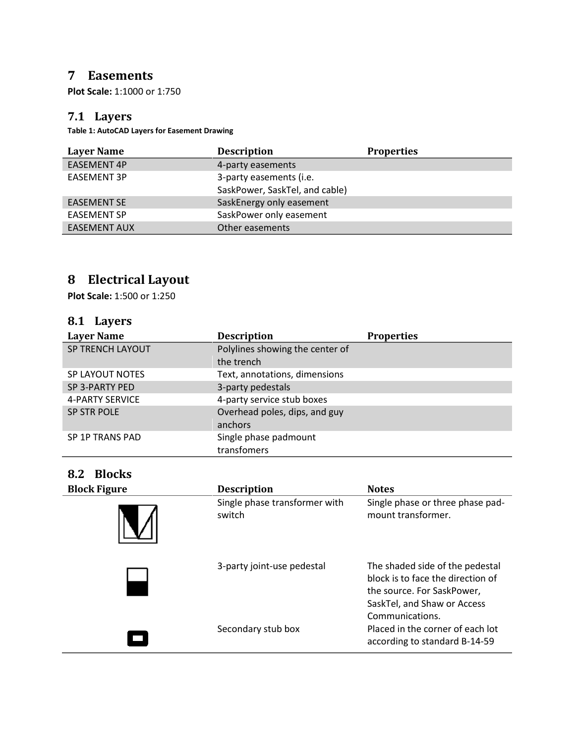# 7 Easements

**Plot Scale:** 1:1000 or 1:750

## 7.1 Layers

**Table 1: AutoCAD Layers for Easement Drawing**

| Layer Name | Description | Properties |
|---|---|---|
| EASEMENT 4P | 4-party easements | |
| EASEMENT 3P | 3-party easements (i.e. SaskPower, SaskTel, and cable) | |
| EASEMENT SE | SaskEnergy only easement | |
| EASEMENT SP | SaskPower only easement | |
| EASEMENT AUX | Other easements | |

# 8 Electrical Layout

**Plot Scale:** 1:500 or 1:250

## 8.1 Layers

| Layer Name | Description | Properties |
|---|---|---|
| SP TRENCH LAYOUT | Polylines showing the center of the trench | |
| SP LAYOUT NOTES | Text, annotations, dimensions | |
| SP 3-PARTY PED | 3-party pedestals | |
| 4-PARTY SERVICE | 4-party service stub boxes | |
| SP STR POLE | Overhead poles, dips, and guy anchors | |
| SP 1P TRANS PAD | Single phase padmount transfomers | |

## 8.2 Blocks

| Block Figure | Description | Notes |
|---|---|---|
| | Single phase transformer with switch | Single phase or three phase pad-mount transformer. |
| | 3-party joint-use pedestal | The shaded side of the pedestal block is to face the direction of the source. For SaskPower, SaskTel, and Shaw or Access Communications. |
| | Secondary stub box | Placed in the corner of each lot according to standard B-14-59 |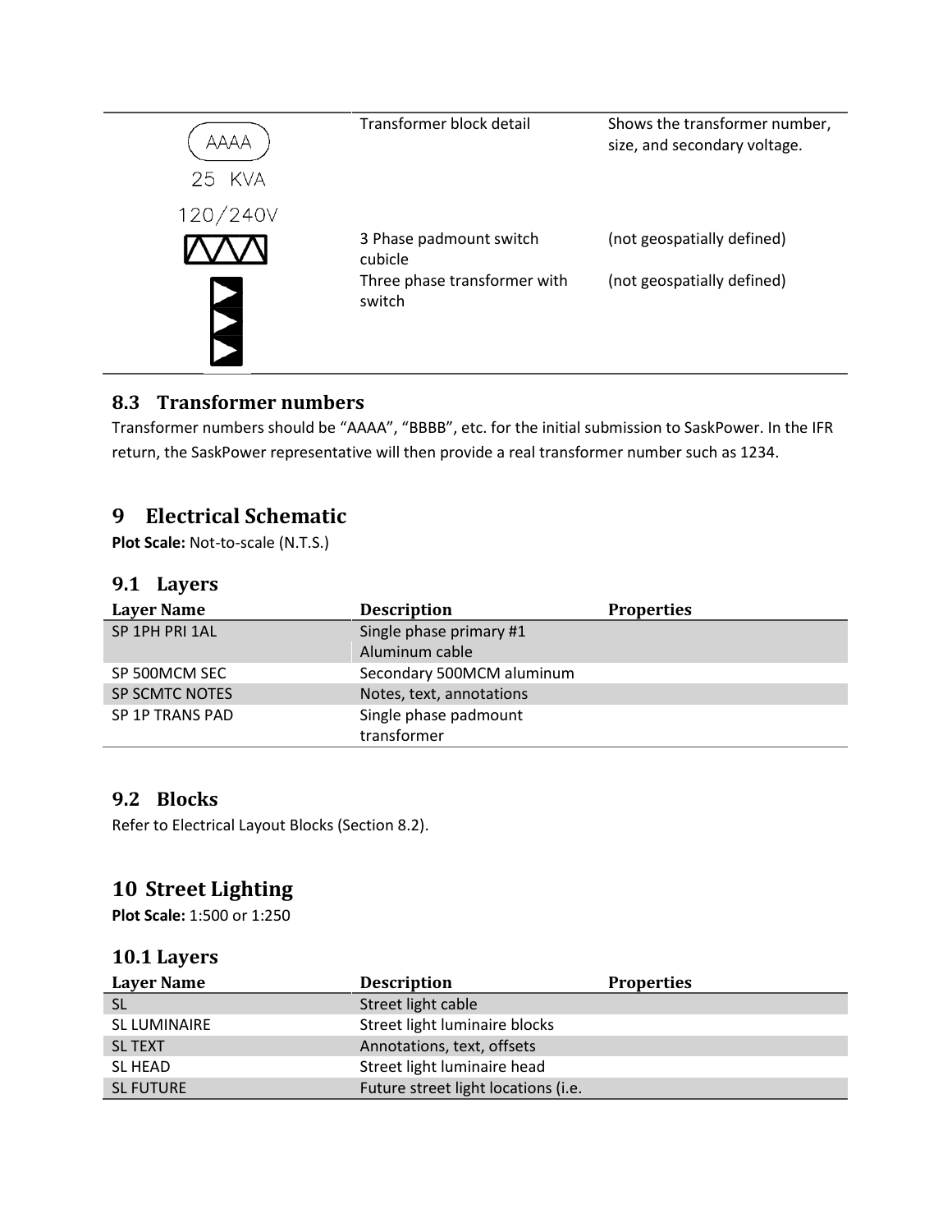| | | |
|---|---|---|
| AAAA 25 KVA 120/240V | Transformer block detail | Shows the transformer number, size, and secondary voltage. |
| | 3 Phase padmount switch cubicle | (not geospatially defined) |
| | Three phase transformer with switch | (not geospatially defined) |

### 8.3 Transformer numbers

Transformer numbers should be "AAAA", "BBBB", etc. for the initial submission to SaskPower. In the IFR return, the SaskPower representative will then provide a real transformer number such as 1234.

## 9 Electrical Schematic

**Plot Scale:** Not-to-scale (N.T.S.)

### 9.1 Layers

| Layer Name | Description | Properties |
|---|---|---|
| SP 1PH PRI 1AL | Single phase primary #1 Aluminum cable | |
| SP 500MCM SEC | Secondary 500MCM aluminum | |
| SP SCMTC NOTES | Notes, text, annotations | |
| SP 1P TRANS PAD | Single phase padmount transformer | |

### 9.2 Blocks

Refer to Electrical Layout Blocks (Section 8.2).

## 10 Street Lighting

**Plot Scale:** 1:500 or 1:250

### 10.1 Layers

| Layer Name | Description | Properties |
|---|---|---|
| SL | Street light cable | |
| SL LUMINAIRE | Street light luminaire blocks | |
| SL TEXT | Annotations, text, offsets | |
| SL HEAD | Street light luminaire head | |
| SL FUTURE | Future street light locations (i.e. | |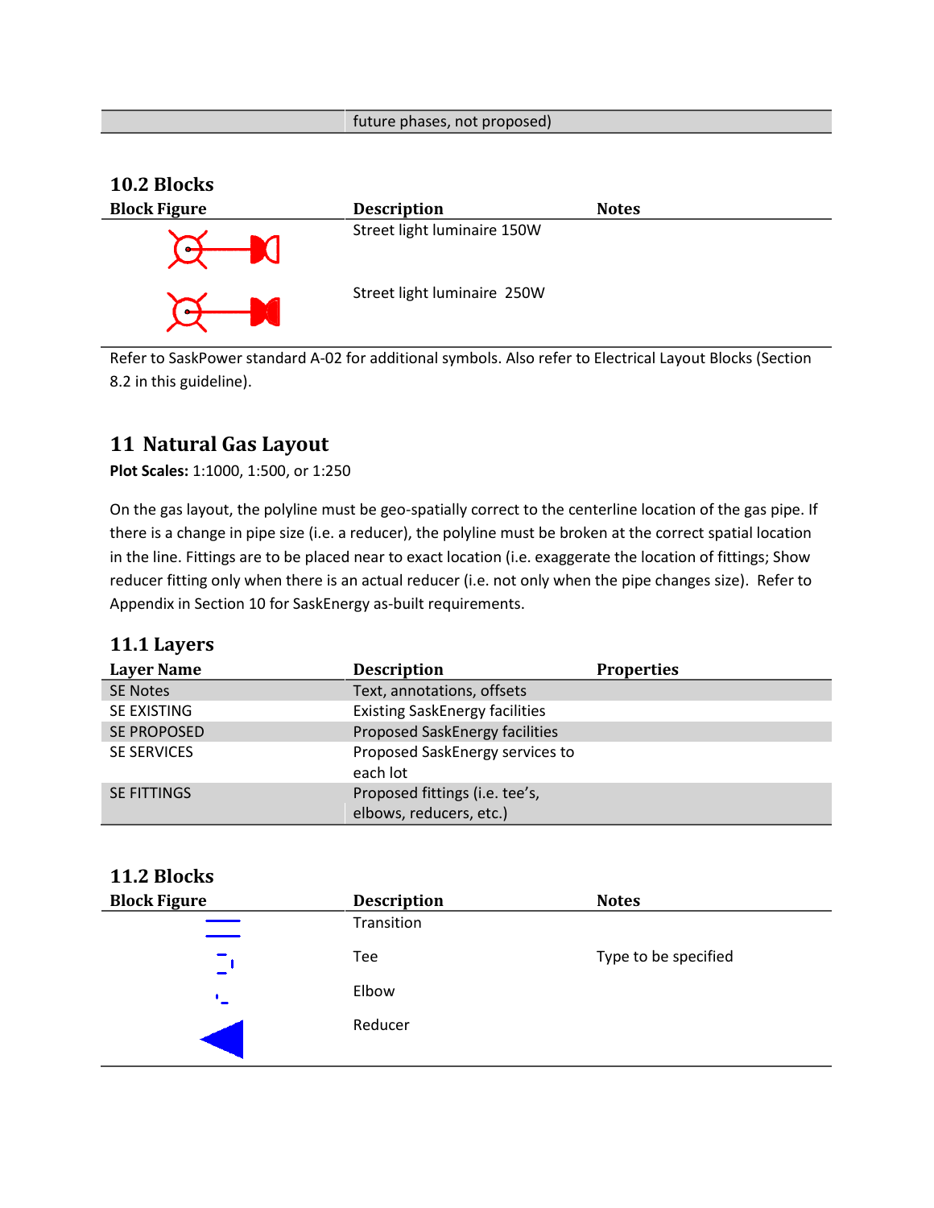| | future phases, not proposed) |
|---|---|

## 10.2 Blocks

| Block Figure | Description | Notes |
|---|---|---|
| | Street light luminaire 150W | |
| | Street light luminaire 250W | |

Refer to SaskPower standard A-02 for additional symbols. Also refer to Electrical Layout Blocks (Section 8.2 in this guideline).

# 11 Natural Gas Layout

**Plot Scales:** 1:1000, 1:500, or 1:250

On the gas layout, the polyline must be geo-spatially correct to the centerline location of the gas pipe. If there is a change in pipe size (i.e. a reducer), the polyline must be broken at the correct spatial location in the line. Fittings are to be placed near to exact location (i.e. exaggerate the location of fittings; Show reducer fitting only when there is an actual reducer (i.e. not only when the pipe changes size). Refer to Appendix in Section 10 for SaskEnergy as-built requirements.

## 11.1 Layers

| Layer Name | Description | Properties |
|---|---|---|
| SE Notes | Text, annotations, offsets | |
| SE EXISTING | Existing SaskEnergy facilities | |
| SE PROPOSED | Proposed SaskEnergy facilities | |
| SE SERVICES | Proposed SaskEnergy services to each lot | |
| SE FITTINGS | Proposed fittings (i.e. tee's, elbows, reducers, etc.) | |

## 11.2 Blocks

| Block Figure | Description | Notes |
|---|---|---|
| | Transition | |
| | Tee | Type to be specified |
| | Elbow | |
| | Reducer | |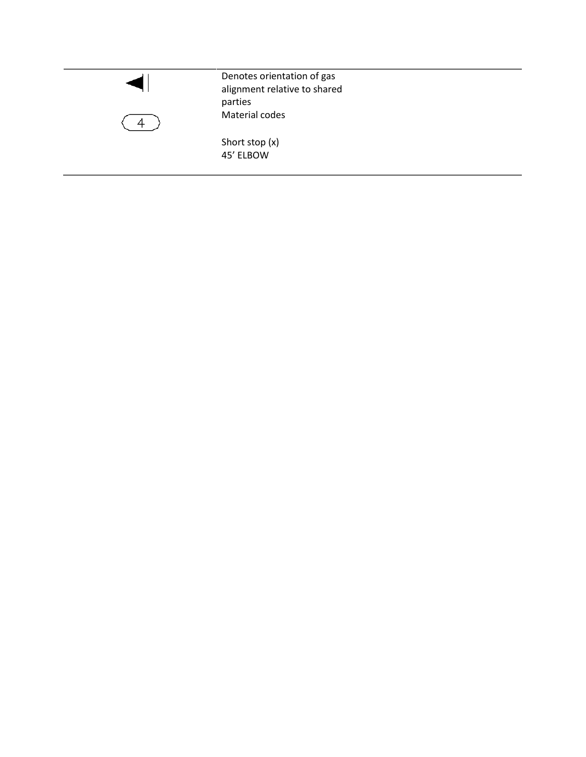| | |
|---|---|
| ◀| | Denotes orientation of gas alignment relative to shared parties |
| ⟨ 4 ⟩ | Material codes |
| | Short stop (x) |
| | 45' ELBOW |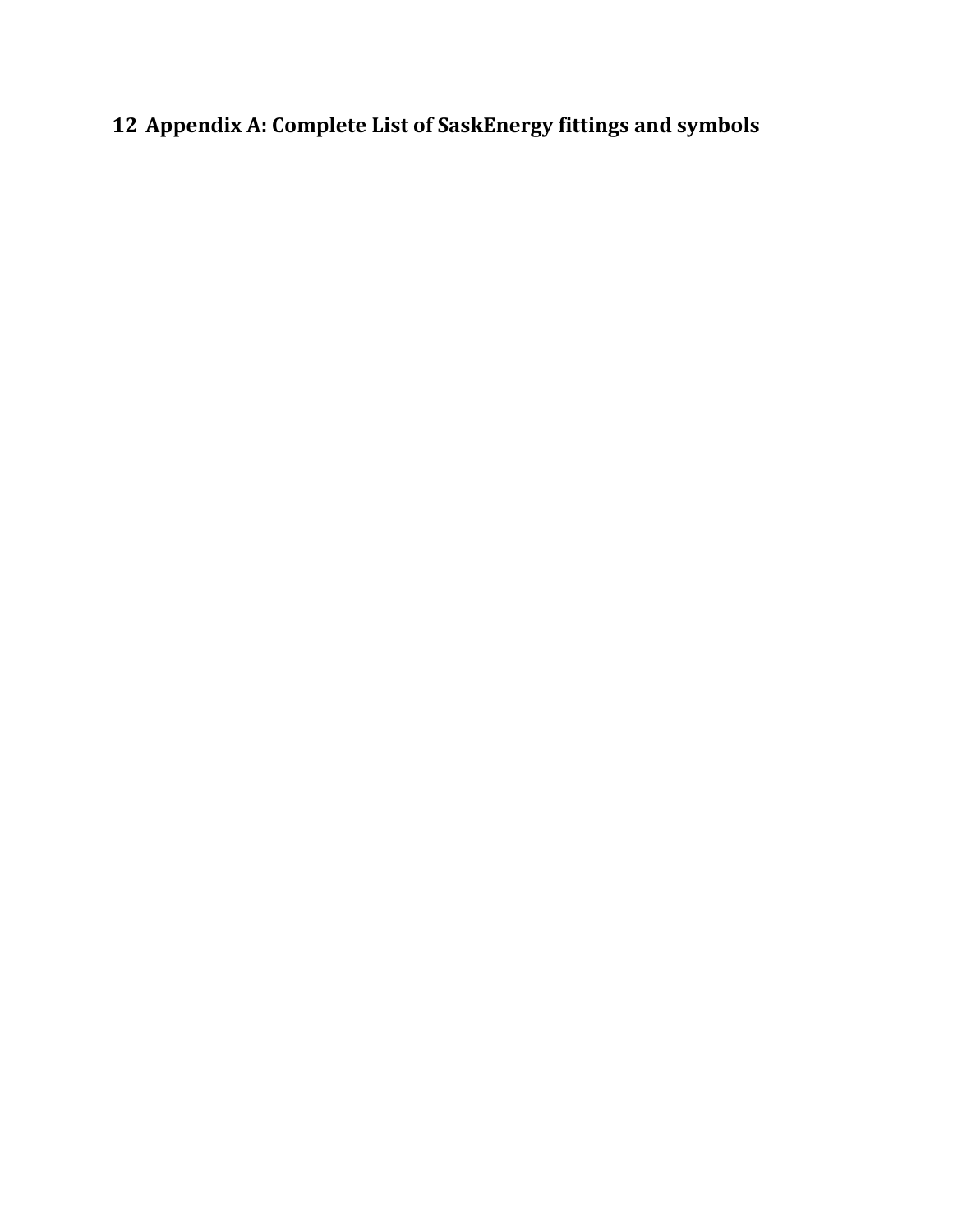# 12 Appendix A: Complete List of SaskEnergy fittings and symbols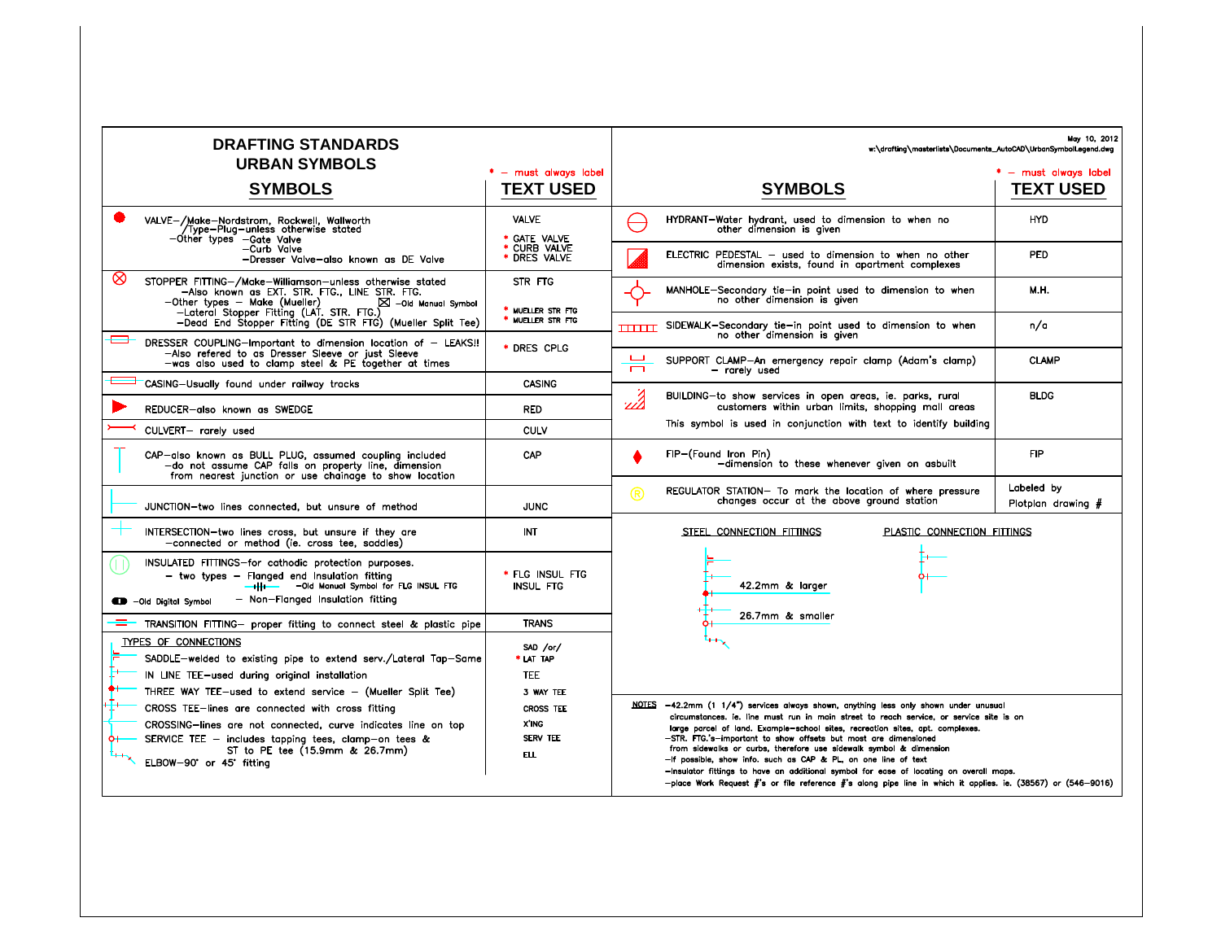# DRAFTING STANDARDS
## URBAN SYMBOLS

May 10, 2012
w:\drafting\masterlists\Documents_AutoCAD\UrbanSymbolLegend.dwg

\* – must always label

| SYMBOLS | TEXT USED |
|---|---|
| VALVE–/Make–Nordstrom, Rockwell, Wallworth<br>/Type–Plug–unless otherwise stated<br>–Other types –Gate Valve<br>–Curb Valve<br>–Dresser Valve–also known as DE Valve | VALVE<br>\* GATE VALVE<br>\* CURB VALVE<br>\* DRES VALVE |
| STOPPER FITTING–/Make–Williamson–unless otherwise stated<br>–Also known as EXT. STR. FTG., LINE STR. FTG.<br>–Other types – Make (Mueller) –Old Manual Symbol<br>–Lateral Stopper Fitting (LAT. STR. FTG.)<br>–Dead End Stopper Fitting (DE STR FTG) (Mueller Split Tee) | STR FTG<br>\* MUELLER STR FTG<br>\* MUELLER STR FTG |
| DRESSER COUPLING–Important to dimension location of – LEAKS!!<br>–Also refered to as Dresser Sleeve or just Sleeve<br>–was also used to clamp steel & PE together at times | \* DRES CPLG |
| CASING–Usually found under railway tracks | CASING |
| REDUCER–also known as SWEDGE | RED |
| CULVERT– rarely used | CULV |
| CAP–also known as BULL PLUG, assumed coupling included<br>–do not assume CAP falls on property line, dimension from nearest junction or use chainage to show location | CAP |
| JUNCTION–two lines connected, but unsure of method | JUNC |
| INTERSECTION–two lines cross, but unsure if they are<br>–connected or method (ie. cross tee, saddles) | INT |
| INSULATED FITTINGS–for cathodic protection purposes.<br>– two types – Flanged end Insulation fitting<br>–Old Manual Symbol for FLG INSUL FTG<br>–Old Digital Symbol – Non–Flanged Insulation fitting | \* FLG INSUL FTG<br>INSUL FTG |
| TRANSITION FITTING– proper fitting to connect steel & plastic pipe | TRANS |
| TYPES OF CONNECTIONS | |
| SADDLE–welded to existing pipe to extend serv./Lateral Tap–Same | SAD /or/<br>\* LAT TAP |
| IN LINE TEE–used during original installation | TEE |
| THREE WAY TEE–used to extend service – (Mueller Split Tee) | 3 WAY TEE |
| CROSS TEE–lines are connected with cross fitting | CROSS TEE |
| CROSSING–lines are not connected, curve indicates line on top | X'ING |
| SERVICE TEE – includes tapping tees, clamp–on tees &<br>ST to PE tee (15.9mm & 26.7mm) | SERV TEE |
| ELBOW–90° or 45° fitting | ELL |

\* – must always label

| SYMBOLS | TEXT USED |
|---|---|
| HYDRANT–Water hydrant, used to dimension to when no other dimension is given | HYD |
| ELECTRIC PEDESTAL – used to dimension to when no other dimension exists, found in apartment complexes | PED |
| MANHOLE–Secondary tie–in point used to dimension to when no other dimension is given | M.H. |
| SIDEWALK–Secondary tie–in point used to dimension to when no other dimension is given | n/a |
| SUPPORT CLAMP–An emergency repair clamp (Adam's clamp)<br>– rarely used | CLAMP |
| BUILDING–to show services in open areas, ie. parks, rural customers within urban limits, shopping mall areas<br>This symbol is used in conjunction with text to identify building | BLDG |
| FIP–(Found Iron Pin)<br>–dimension to these whenever given on asbuilt | FIP |
| REGULATOR STATION– To mark the location of where pressure changes occur at the above ground station | Labeled by<br>Plotplan drawing # |

STEEL CONNECTION FITTINGS

42.2mm & larger

26.7mm & smaller

PLASTIC CONNECTION FITTINGS

NOTES
- –42.2mm (1 1/4") services always shown, anything less only shown under unusual circumstances. ie. line must run in main street to reach service, or service site is on large parcel of land. Example–school sites, recreation sites, apt. complexes.
- –STR. FTG.'s–important to show offsets but most are dimensioned from sidewalks or curbs, therefore use sidewalk symbol & dimension
- –If possible, show info. such as CAP & PL, on one line of text
- –Insulator fittings to have an additional symbol for ease of locating on overall maps.
- –place Work Request #'s or file reference #'s along pipe line in which it applies. ie. (38567) or (546–9016)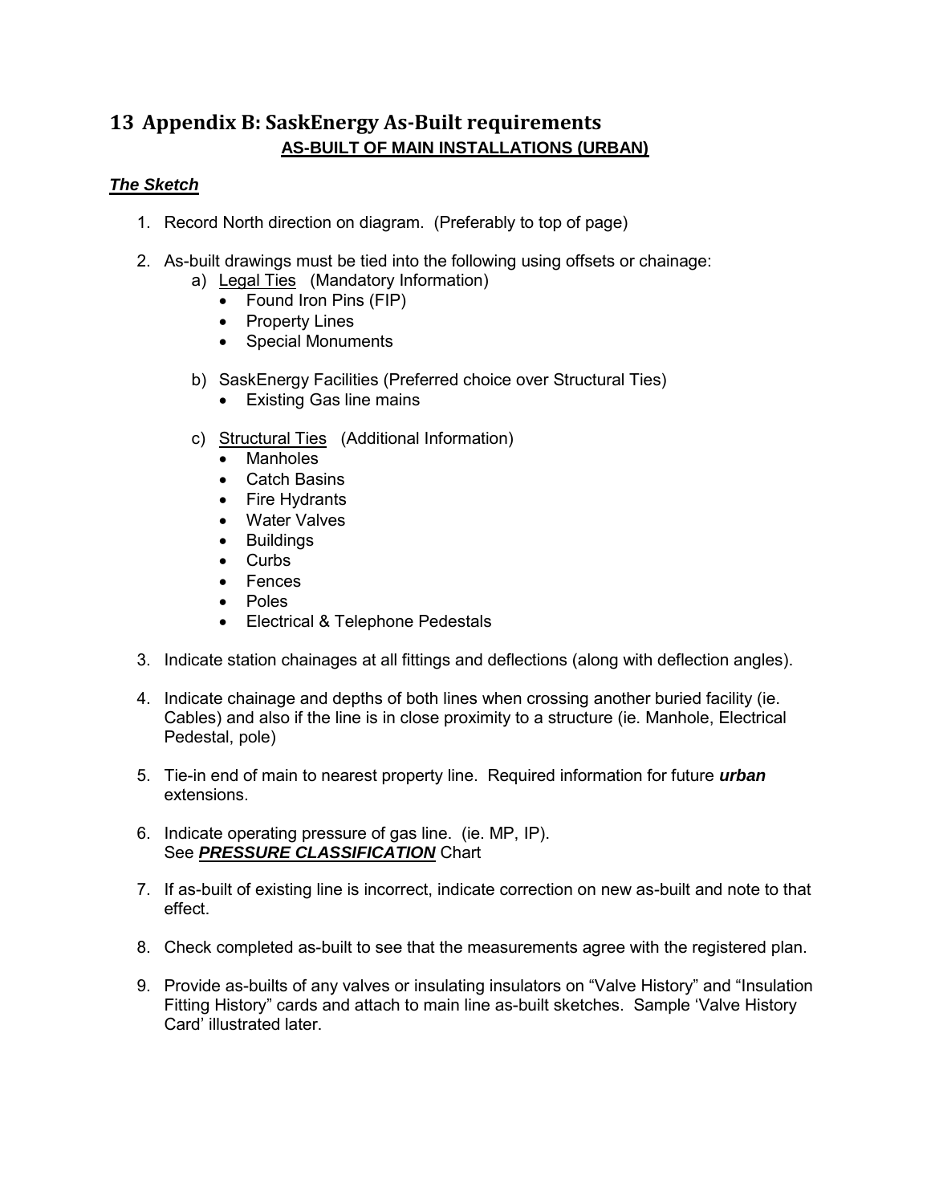# 13 Appendix B: SaskEnergy As-Built requirements

**AS-BUILT OF MAIN INSTALLATIONS (URBAN)**

***The Sketch***

1. Record North direction on diagram. (Preferably to top of page)

2. As-built drawings must be tied into the following using offsets or chainage:
   a) Legal Ties (Mandatory Information)
      - Found Iron Pins (FIP)
      - Property Lines
      - Special Monuments

   b) SaskEnergy Facilities (Preferred choice over Structural Ties)
      - Existing Gas line mains

   c) Structural Ties (Additional Information)
      - Manholes
      - Catch Basins
      - Fire Hydrants
      - Water Valves
      - Buildings
      - Curbs
      - Fences
      - Poles
      - Electrical & Telephone Pedestals

3. Indicate station chainages at all fittings and deflections (along with deflection angles).

4. Indicate chainage and depths of both lines when crossing another buried facility (ie. Cables) and also if the line is in close proximity to a structure (ie. Manhole, Electrical Pedestal, pole)

5. Tie-in end of main to nearest property line. Required information for future ***urban*** extensions.

6. Indicate operating pressure of gas line. (ie. MP, IP). See ***PRESSURE CLASSIFICATION*** Chart

7. If as-built of existing line is incorrect, indicate correction on new as-built and note to that effect.

8. Check completed as-built to see that the measurements agree with the registered plan.

9. Provide as-builts of any valves or insulating insulators on "Valve History" and "Insulation Fitting History" cards and attach to main line as-built sketches. Sample 'Valve History Card' illustrated later.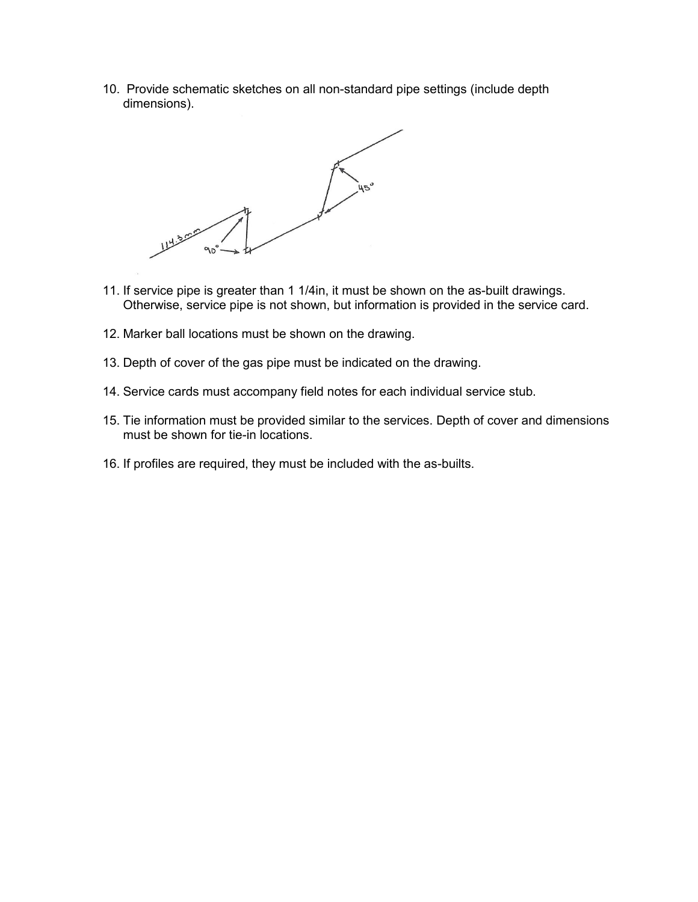10. Provide schematic sketches on all non-standard pipe settings (include depth dimensions).

114.3mm

90°

45°

11. If service pipe is greater than 1 1/4in, it must be shown on the as-built drawings. Otherwise, service pipe is not shown, but information is provided in the service card.

12. Marker ball locations must be shown on the drawing.

13. Depth of cover of the gas pipe must be indicated on the drawing.

14. Service cards must accompany field notes for each individual service stub.

15. Tie information must be provided similar to the services. Depth of cover and dimensions must be shown for tie-in locations.

16. If profiles are required, they must be included with the as-builts.